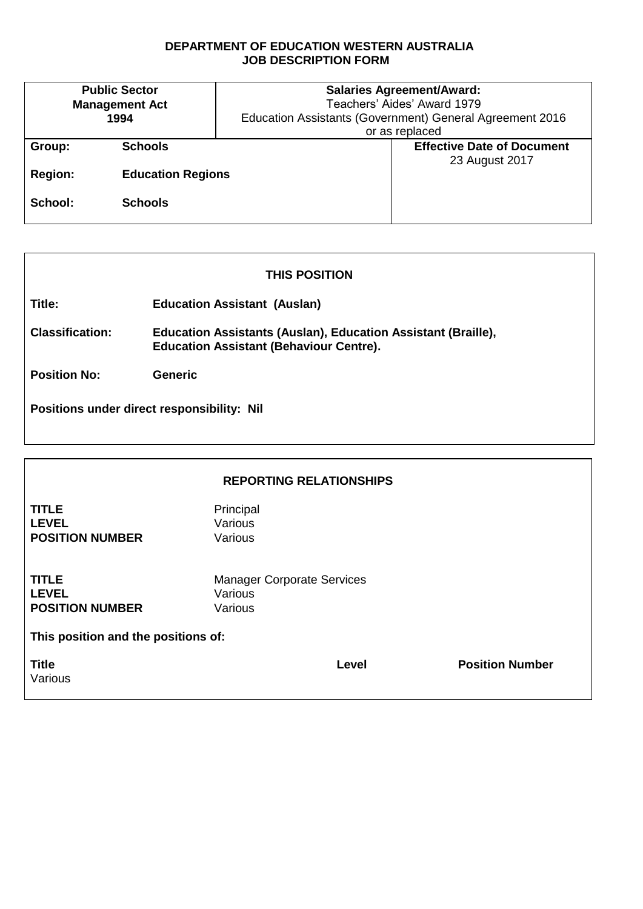**DEPARTMENT OF EDUCATION WESTERN AUSTRALIA**
**JOB DESCRIPTION FORM**

| | | |
|---|---|---|
| **Public Sector Management Act 1994** | **Salaries Agreement/Award:** Teachers' Aides' Award 1979 Education Assistants (Government) General Agreement 2016 or as replaced | |
| **Group:** **Schools** | | **Effective Date of Document** 23 August 2017 |
| **Region:** **Education Regions** | | |
| **School:** **Schools** | | |

**THIS POSITION**

**Title:** **Education Assistant (Auslan)**

**Classification:** **Education Assistants (Auslan), Education Assistant (Braille), Education Assistant (Behaviour Centre).**

**Position No:** **Generic**

**Positions under direct responsibility: Nil**

**REPORTING RELATIONSHIPS**

**TITLE** Principal
**LEVEL** Various
**POSITION NUMBER** Various

**TITLE** Manager Corporate Services
**LEVEL** Various
**POSITION NUMBER** Various

**This position and the positions of:**

| Title | Level | Position Number |
|---|---|---|
| Various | | |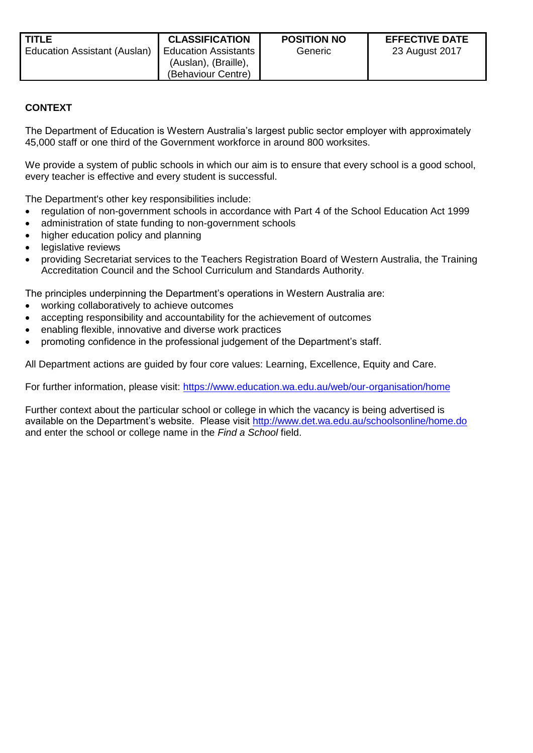| TITLE | CLASSIFICATION | POSITION NO | EFFECTIVE DATE |
|---|---|---|---|
| Education Assistant (Auslan) | Education Assistants (Auslan), (Braille), (Behaviour Centre) | Generic | 23 August 2017 |

## CONTEXT

The Department of Education is Western Australia's largest public sector employer with approximately 45,000 staff or one third of the Government workforce in around 800 worksites.

We provide a system of public schools in which our aim is to ensure that every school is a good school, every teacher is effective and every student is successful.

The Department's other key responsibilities include:

- regulation of non-government schools in accordance with Part 4 of the School Education Act 1999
- administration of state funding to non-government schools
- higher education policy and planning
- legislative reviews
- providing Secretariat services to the Teachers Registration Board of Western Australia, the Training Accreditation Council and the School Curriculum and Standards Authority.

The principles underpinning the Department's operations in Western Australia are:

- working collaboratively to achieve outcomes
- accepting responsibility and accountability for the achievement of outcomes
- enabling flexible, innovative and diverse work practices
- promoting confidence in the professional judgement of the Department's staff.

All Department actions are guided by four core values: Learning, Excellence, Equity and Care.

For further information, please visit: https://www.education.wa.edu.au/web/our-organisation/home

Further context about the particular school or college in which the vacancy is being advertised is available on the Department's website. Please visit http://www.det.wa.edu.au/schoolsonline/home.do and enter the school or college name in the *Find a School* field.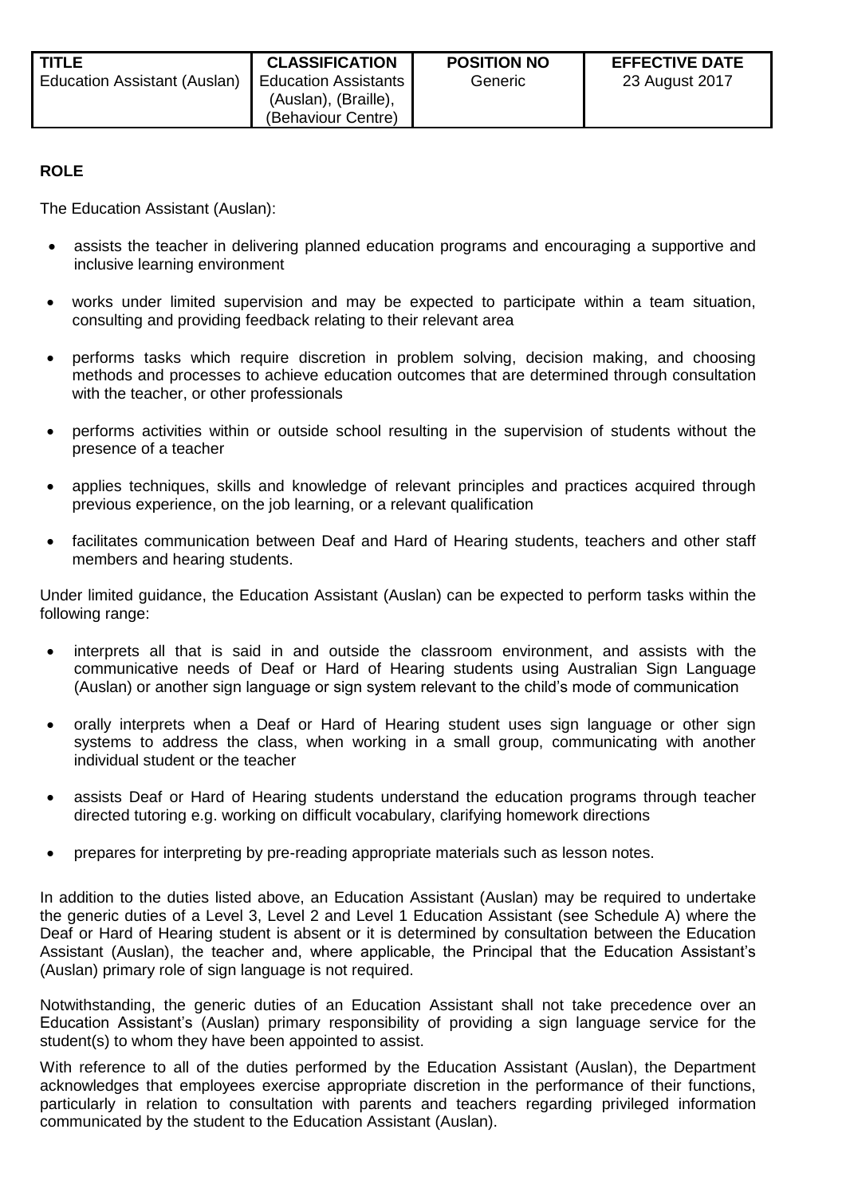| TITLE | CLASSIFICATION | POSITION NO | EFFECTIVE DATE |
|---|---|---|---|
| Education Assistant (Auslan) | Education Assistants (Auslan), (Braille), (Behaviour Centre) | Generic | 23 August 2017 |

**ROLE**

The Education Assistant (Auslan):

- assists the teacher in delivering planned education programs and encouraging a supportive and inclusive learning environment
- works under limited supervision and may be expected to participate within a team situation, consulting and providing feedback relating to their relevant area
- performs tasks which require discretion in problem solving, decision making, and choosing methods and processes to achieve education outcomes that are determined through consultation with the teacher, or other professionals
- performs activities within or outside school resulting in the supervision of students without the presence of a teacher
- applies techniques, skills and knowledge of relevant principles and practices acquired through previous experience, on the job learning, or a relevant qualification
- facilitates communication between Deaf and Hard of Hearing students, teachers and other staff members and hearing students.

Under limited guidance, the Education Assistant (Auslan) can be expected to perform tasks within the following range:

- interprets all that is said in and outside the classroom environment, and assists with the communicative needs of Deaf or Hard of Hearing students using Australian Sign Language (Auslan) or another sign language or sign system relevant to the child's mode of communication
- orally interprets when a Deaf or Hard of Hearing student uses sign language or other sign systems to address the class, when working in a small group, communicating with another individual student or the teacher
- assists Deaf or Hard of Hearing students understand the education programs through teacher directed tutoring e.g. working on difficult vocabulary, clarifying homework directions
- prepares for interpreting by pre-reading appropriate materials such as lesson notes.

In addition to the duties listed above, an Education Assistant (Auslan) may be required to undertake the generic duties of a Level 3, Level 2 and Level 1 Education Assistant (see Schedule A) where the Deaf or Hard of Hearing student is absent or it is determined by consultation between the Education Assistant (Auslan), the teacher and, where applicable, the Principal that the Education Assistant's (Auslan) primary role of sign language is not required.

Notwithstanding, the generic duties of an Education Assistant shall not take precedence over an Education Assistant's (Auslan) primary responsibility of providing a sign language service for the student(s) to whom they have been appointed to assist.

With reference to all of the duties performed by the Education Assistant (Auslan), the Department acknowledges that employees exercise appropriate discretion in the performance of their functions, particularly in relation to consultation with parents and teachers regarding privileged information communicated by the student to the Education Assistant (Auslan).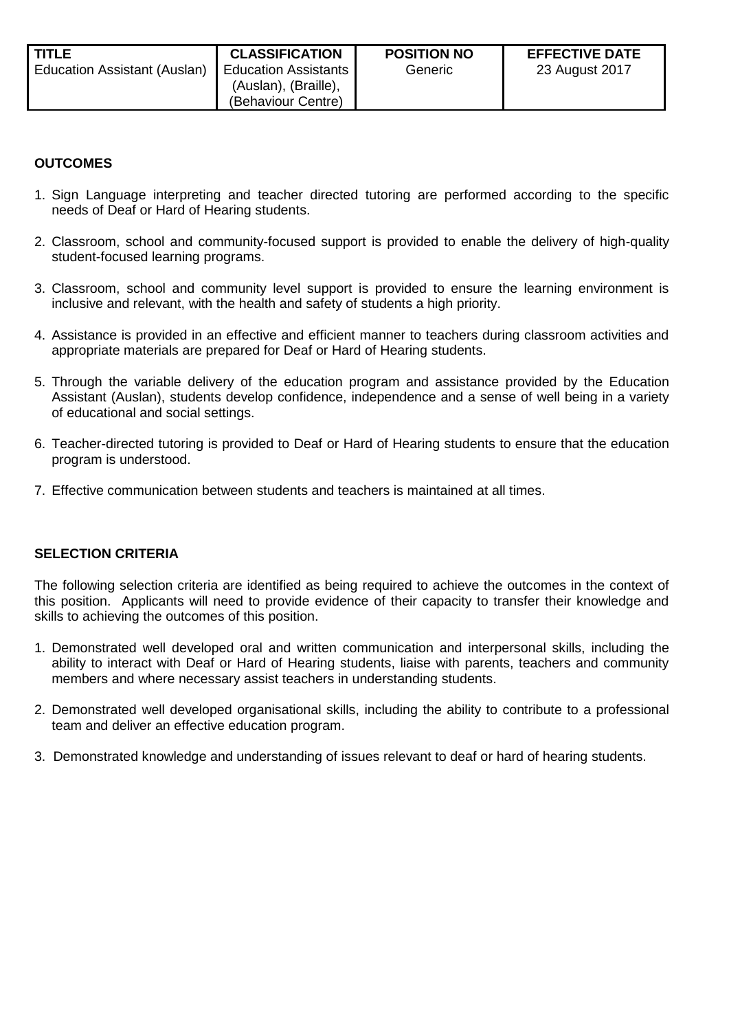| TITLE | CLASSIFICATION | POSITION NO | EFFECTIVE DATE |
| --- | --- | --- | --- |
| Education Assistant (Auslan) | Education Assistants (Auslan), (Braille), (Behaviour Centre) | Generic | 23 August 2017 |

**OUTCOMES**

1. Sign Language interpreting and teacher directed tutoring are performed according to the specific needs of Deaf or Hard of Hearing students.

2. Classroom, school and community-focused support is provided to enable the delivery of high-quality student-focused learning programs.

3. Classroom, school and community level support is provided to ensure the learning environment is inclusive and relevant, with the health and safety of students a high priority.

4. Assistance is provided in an effective and efficient manner to teachers during classroom activities and appropriate materials are prepared for Deaf or Hard of Hearing students.

5. Through the variable delivery of the education program and assistance provided by the Education Assistant (Auslan), students develop confidence, independence and a sense of well being in a variety of educational and social settings.

6. Teacher-directed tutoring is provided to Deaf or Hard of Hearing students to ensure that the education program is understood.

7. Effective communication between students and teachers is maintained at all times.

**SELECTION CRITERIA**

The following selection criteria are identified as being required to achieve the outcomes in the context of this position. Applicants will need to provide evidence of their capacity to transfer their knowledge and skills to achieving the outcomes of this position.

1. Demonstrated well developed oral and written communication and interpersonal skills, including the ability to interact with Deaf or Hard of Hearing students, liaise with parents, teachers and community members and where necessary assist teachers in understanding students.

2. Demonstrated well developed organisational skills, including the ability to contribute to a professional team and deliver an effective education program.

3. Demonstrated knowledge and understanding of issues relevant to deaf or hard of hearing students.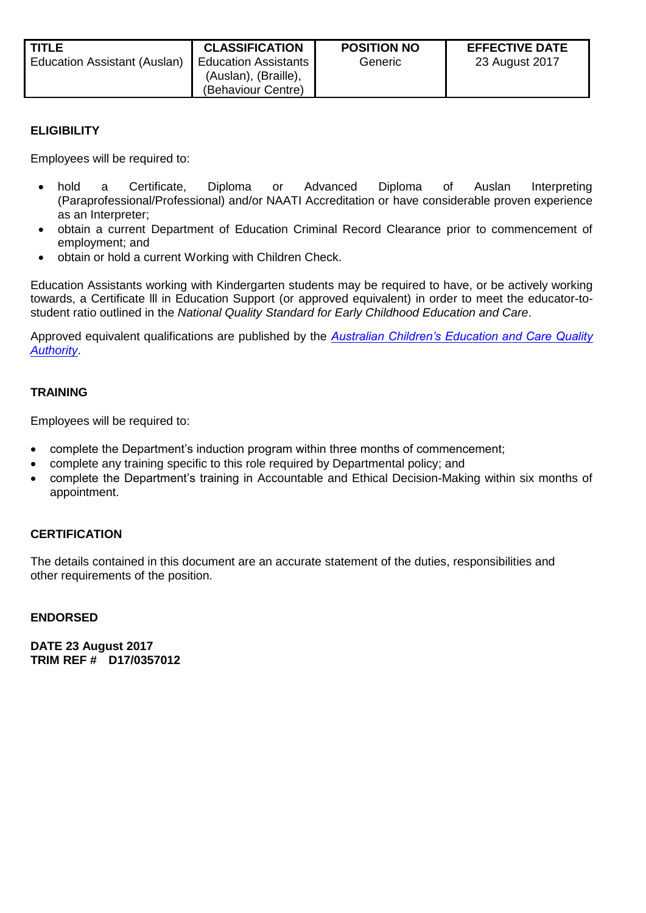| TITLE | CLASSIFICATION | POSITION NO | EFFECTIVE DATE |
|---|---|---|---|
| Education Assistant (Auslan) | Education Assistants (Auslan), (Braille), (Behaviour Centre) | Generic | 23 August 2017 |

**ELIGIBILITY**

Employees will be required to:

- hold a Certificate, Diploma or Advanced Diploma of Auslan Interpreting (Paraprofessional/Professional) and/or NAATI Accreditation or have considerable proven experience as an Interpreter;
- obtain a current Department of Education Criminal Record Clearance prior to commencement of employment; and
- obtain or hold a current Working with Children Check.

Education Assistants working with Kindergarten students may be required to have, or be actively working towards, a Certificate lll in Education Support (or approved equivalent) in order to meet the educator-to-student ratio outlined in the *National Quality Standard for Early Childhood Education and Care*.

Approved equivalent qualifications are published by the *Australian Children's Education and Care Quality Authority*.

**TRAINING**

Employees will be required to:

- complete the Department's induction program within three months of commencement;
- complete any training specific to this role required by Departmental policy; and
- complete the Department's training in Accountable and Ethical Decision-Making within six months of appointment.

**CERTIFICATION**

The details contained in this document are an accurate statement of the duties, responsibilities and other requirements of the position.

**ENDORSED**

**DATE 23 August 2017**
**TRIM REF # D17/0357012**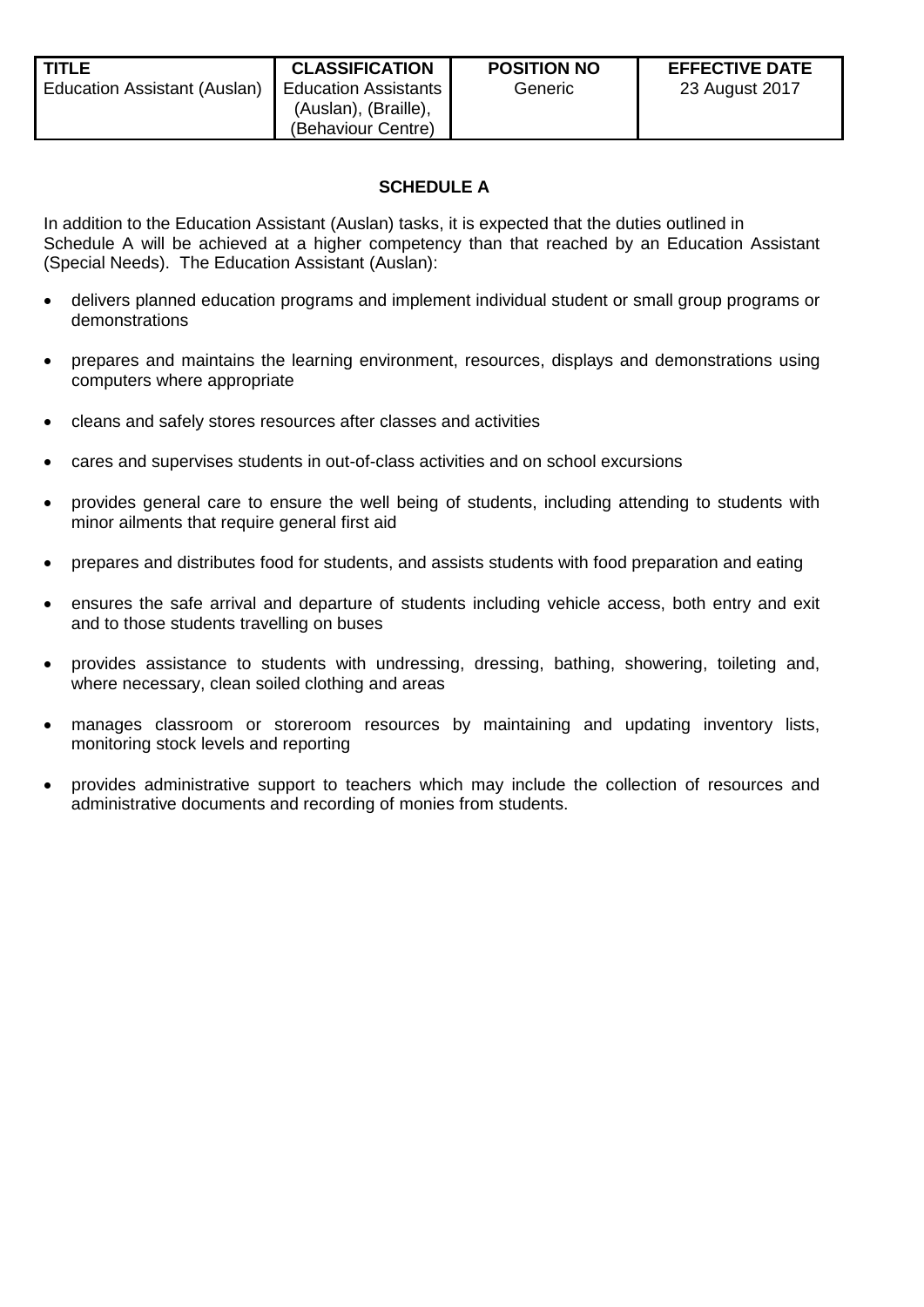| TITLE | CLASSIFICATION | POSITION NO | EFFECTIVE DATE |
|---|---|---|---|
| Education Assistant (Auslan) | Education Assistants (Auslan), (Braille), (Behaviour Centre) | Generic | 23 August 2017 |

## SCHEDULE A

In addition to the Education Assistant (Auslan) tasks, it is expected that the duties outlined in Schedule A will be achieved at a higher competency than that reached by an Education Assistant (Special Needs). The Education Assistant (Auslan):

- delivers planned education programs and implement individual student or small group programs or demonstrations
- prepares and maintains the learning environment, resources, displays and demonstrations using computers where appropriate
- cleans and safely stores resources after classes and activities
- cares and supervises students in out-of-class activities and on school excursions
- provides general care to ensure the well being of students, including attending to students with minor ailments that require general first aid
- prepares and distributes food for students, and assists students with food preparation and eating
- ensures the safe arrival and departure of students including vehicle access, both entry and exit and to those students travelling on buses
- provides assistance to students with undressing, dressing, bathing, showering, toileting and, where necessary, clean soiled clothing and areas
- manages classroom or storeroom resources by maintaining and updating inventory lists, monitoring stock levels and reporting
- provides administrative support to teachers which may include the collection of resources and administrative documents and recording of monies from students.